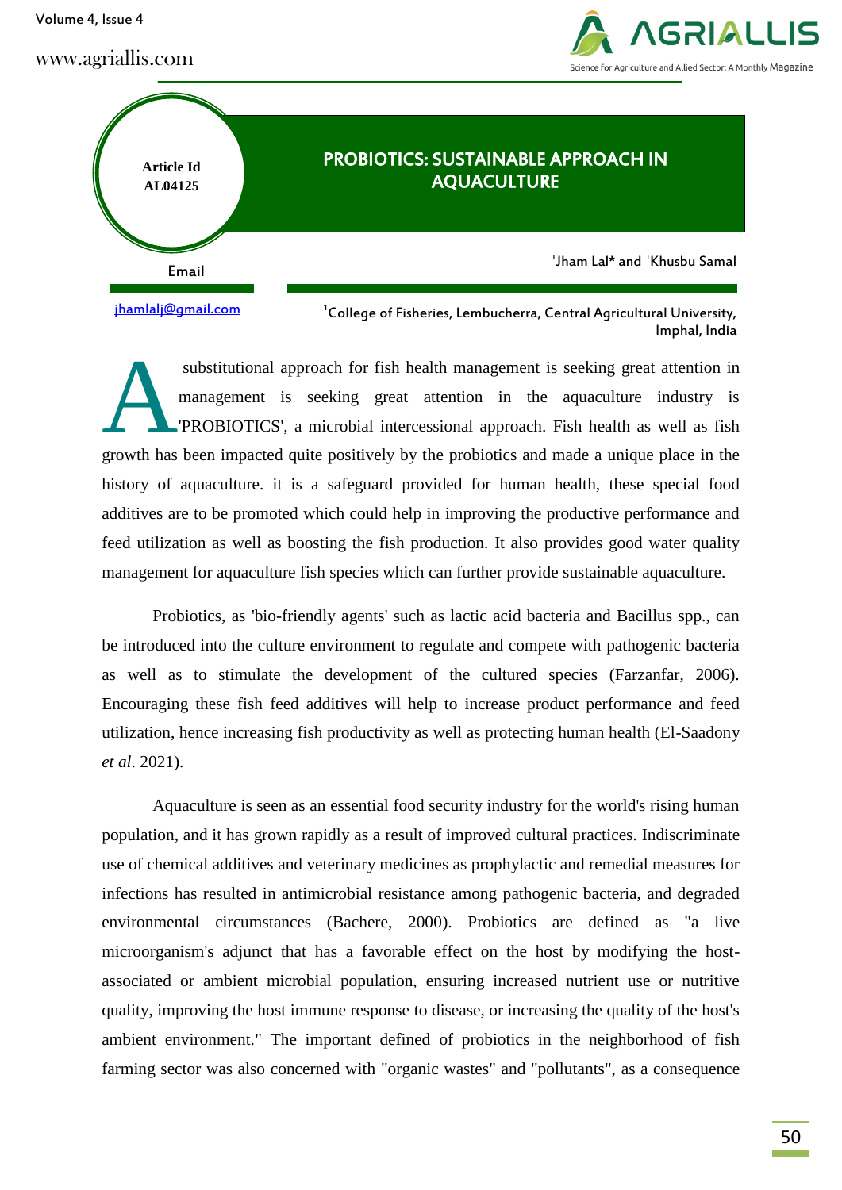Article Id AL04125

# PROBIOTICS: SUSTAINABLE APPROACH IN AQUACULTURE

Email

jhamlalj@gmail.com

[1]Jham Lal* and [1]Khusbu Samal

[1]College of Fisheries, Lembucherra, Central Agricultural University, Imphal, India

A substitutional approach for fish health management is seeking great attention in management is seeking great attention in the aquaculture industry is 'PROBIOTICS', a microbial intercessional approach. Fish health as well as fish growth has been impacted quite positively by the probiotics and made a unique place in the history of aquaculture. it is a safeguard provided for human health, these special food additives are to be promoted which could help in improving the productive performance and feed utilization as well as boosting the fish production. It also provides good water quality management for aquaculture fish species which can further provide sustainable aquaculture.

Probiotics, as 'bio-friendly agents' such as lactic acid bacteria and Bacillus spp., can be introduced into the culture environment to regulate and compete with pathogenic bacteria as well as to stimulate the development of the cultured species (Farzanfar, 2006). Encouraging these fish feed additives will help to increase product performance and feed utilization, hence increasing fish productivity as well as protecting human health (El-Saadony *et al*. 2021).

Aquaculture is seen as an essential food security industry for the world's rising human population, and it has grown rapidly as a result of improved cultural practices. Indiscriminate use of chemical additives and veterinary medicines as prophylactic and remedial measures for infections has resulted in antimicrobial resistance among pathogenic bacteria, and degraded environmental circumstances (Bachere, 2000). Probiotics are defined as "a live microorganism's adjunct that has a favorable effect on the host by modifying the host-associated or ambient microbial population, ensuring increased nutrient use or nutritive quality, improving the host immune response to disease, or increasing the quality of the host's ambient environment." The important defined of probiotics in the neighborhood of fish farming sector was also concerned with "organic wastes" and "pollutants", as a consequence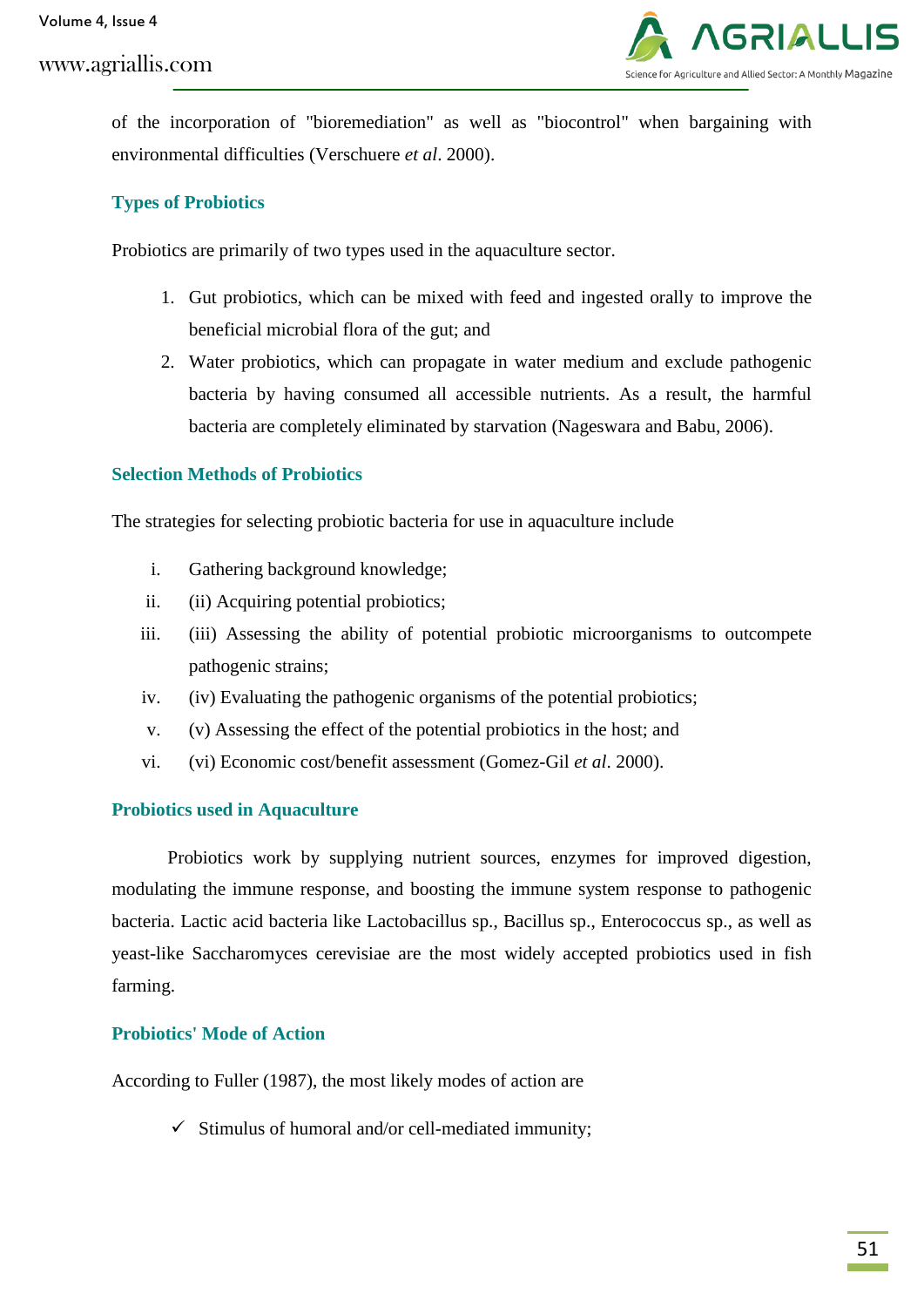of the incorporation of "bioremediation" as well as "biocontrol" when bargaining with environmental difficulties (Verschuere *et al*. 2000).

## Types of Probiotics

Probiotics are primarily of two types used in the aquaculture sector.

1. Gut probiotics, which can be mixed with feed and ingested orally to improve the beneficial microbial flora of the gut; and
2. Water probiotics, which can propagate in water medium and exclude pathogenic bacteria by having consumed all accessible nutrients. As a result, the harmful bacteria are completely eliminated by starvation (Nageswara and Babu, 2006).

## Selection Methods of Probiotics

The strategies for selecting probiotic bacteria for use in aquaculture include

i. Gathering background knowledge;
ii. (ii) Acquiring potential probiotics;
iii. (iii) Assessing the ability of potential probiotic microorganisms to outcompete pathogenic strains;
iv. (iv) Evaluating the pathogenic organisms of the potential probiotics;
v. (v) Assessing the effect of the potential probiotics in the host; and
vi. (vi) Economic cost/benefit assessment (Gomez-Gil *et al*. 2000).

## Probiotics used in Aquaculture

Probiotics work by supplying nutrient sources, enzymes for improved digestion, modulating the immune response, and boosting the immune system response to pathogenic bacteria. Lactic acid bacteria like Lactobacillus sp., Bacillus sp., Enterococcus sp., as well as yeast-like Saccharomyces cerevisiae are the most widely accepted probiotics used in fish farming.

## Probiotics' Mode of Action

According to Fuller (1987), the most likely modes of action are

- ✓ Stimulus of humoral and/or cell-mediated immunity;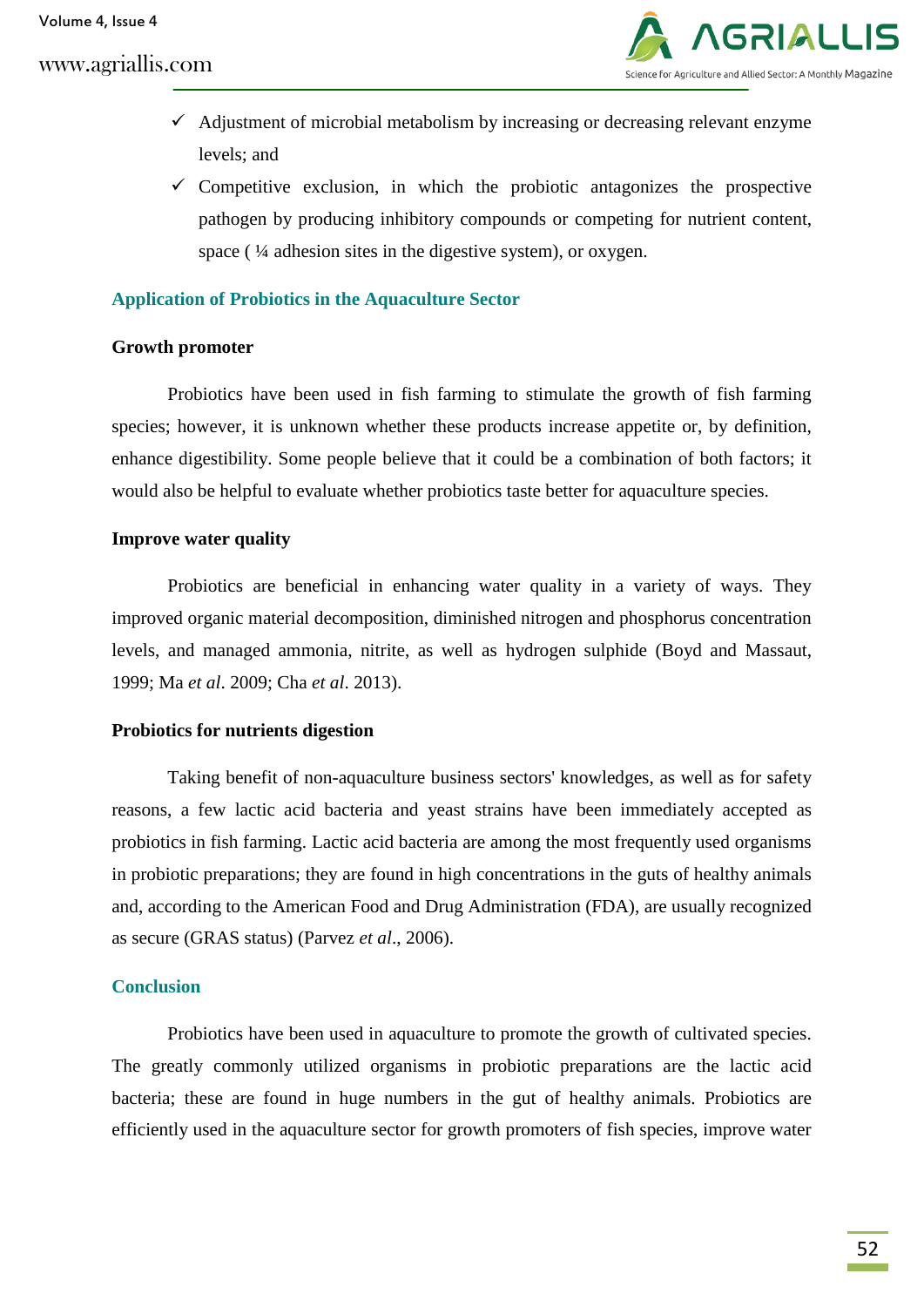- ✓ Adjustment of microbial metabolism by increasing or decreasing relevant enzyme levels; and
- ✓ Competitive exclusion, in which the probiotic antagonizes the prospective pathogen by producing inhibitory compounds or competing for nutrient content, space ( ¼ adhesion sites in the digestive system), or oxygen.

## Application of Probiotics in the Aquaculture Sector

### Growth promoter

Probiotics have been used in fish farming to stimulate the growth of fish farming species; however, it is unknown whether these products increase appetite or, by definition, enhance digestibility. Some people believe that it could be a combination of both factors; it would also be helpful to evaluate whether probiotics taste better for aquaculture species.

### Improve water quality

Probiotics are beneficial in enhancing water quality in a variety of ways. They improved organic material decomposition, diminished nitrogen and phosphorus concentration levels, and managed ammonia, nitrite, as well as hydrogen sulphide (Boyd and Massaut, 1999; Ma *et al*. 2009; Cha *et al*. 2013).

### Probiotics for nutrients digestion

Taking benefit of non-aquaculture business sectors' knowledges, as well as for safety reasons, a few lactic acid bacteria and yeast strains have been immediately accepted as probiotics in fish farming. Lactic acid bacteria are among the most frequently used organisms in probiotic preparations; they are found in high concentrations in the guts of healthy animals and, according to the American Food and Drug Administration (FDA), are usually recognized as secure (GRAS status) (Parvez *et al*., 2006).

## Conclusion

Probiotics have been used in aquaculture to promote the growth of cultivated species. The greatly commonly utilized organisms in probiotic preparations are the lactic acid bacteria; these are found in huge numbers in the gut of healthy animals. Probiotics are efficiently used in the aquaculture sector for growth promoters of fish species, improve water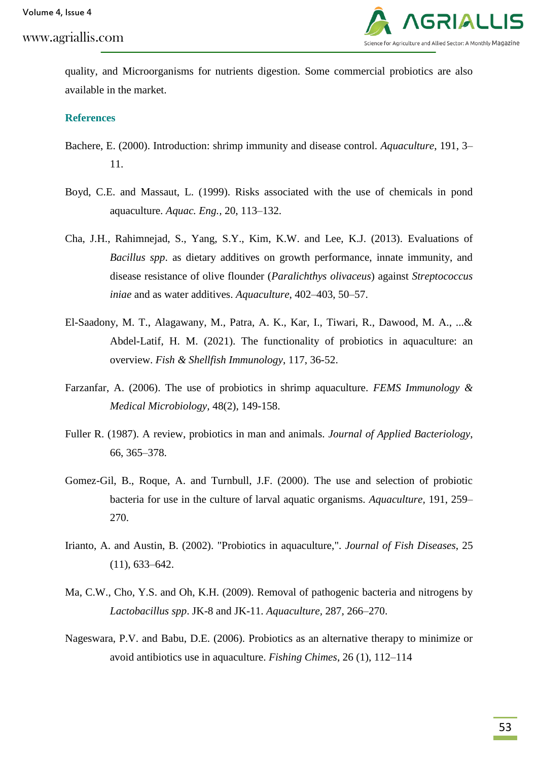quality, and Microorganisms for nutrients digestion. Some commercial probiotics are also available in the market.

## References

Bachere, E. (2000). Introduction: shrimp immunity and disease control. *Aquaculture*, 191, 3–11.

Boyd, C.E. and Massaut, L. (1999). Risks associated with the use of chemicals in pond aquaculture. *Aquac. Eng.*, 20, 113–132.

Cha, J.H., Rahimnejad, S., Yang, S.Y., Kim, K.W. and Lee, K.J. (2013). Evaluations of *Bacillus spp*. as dietary additives on growth performance, innate immunity, and disease resistance of olive flounder (*Paralichthys olivaceus*) against *Streptococcus iniae* and as water additives. *Aquaculture*, 402–403, 50–57.

El-Saadony, M. T., Alagawany, M., Patra, A. K., Kar, I., Tiwari, R., Dawood, M. A., ...& Abdel-Latif, H. M. (2021). The functionality of probiotics in aquaculture: an overview. *Fish & Shellfish Immunology*, 117, 36-52.

Farzanfar, A. (2006). The use of probiotics in shrimp aquaculture. *FEMS Immunology & Medical Microbiology*, 48(2), 149-158.

Fuller R. (1987). A review, probiotics in man and animals. *Journal of Applied Bacteriology*, 66, 365–378.

Gomez-Gil, B., Roque, A. and Turnbull, J.F. (2000). The use and selection of probiotic bacteria for use in the culture of larval aquatic organisms. *Aquaculture,* 191, 259–270.

Irianto, A. and Austin, B. (2002). "Probiotics in aquaculture,". *Journal of Fish Diseases*, 25 (11), 633–642.

Ma, C.W., Cho, Y.S. and Oh, K.H. (2009). Removal of pathogenic bacteria and nitrogens by *Lactobacillus spp*. JK-8 and JK-11. *Aquaculture*, 287, 266–270.

Nageswara, P.V. and Babu, D.E. (2006). Probiotics as an alternative therapy to minimize or avoid antibiotics use in aquaculture. *Fishing Chimes*, 26 (1), 112–114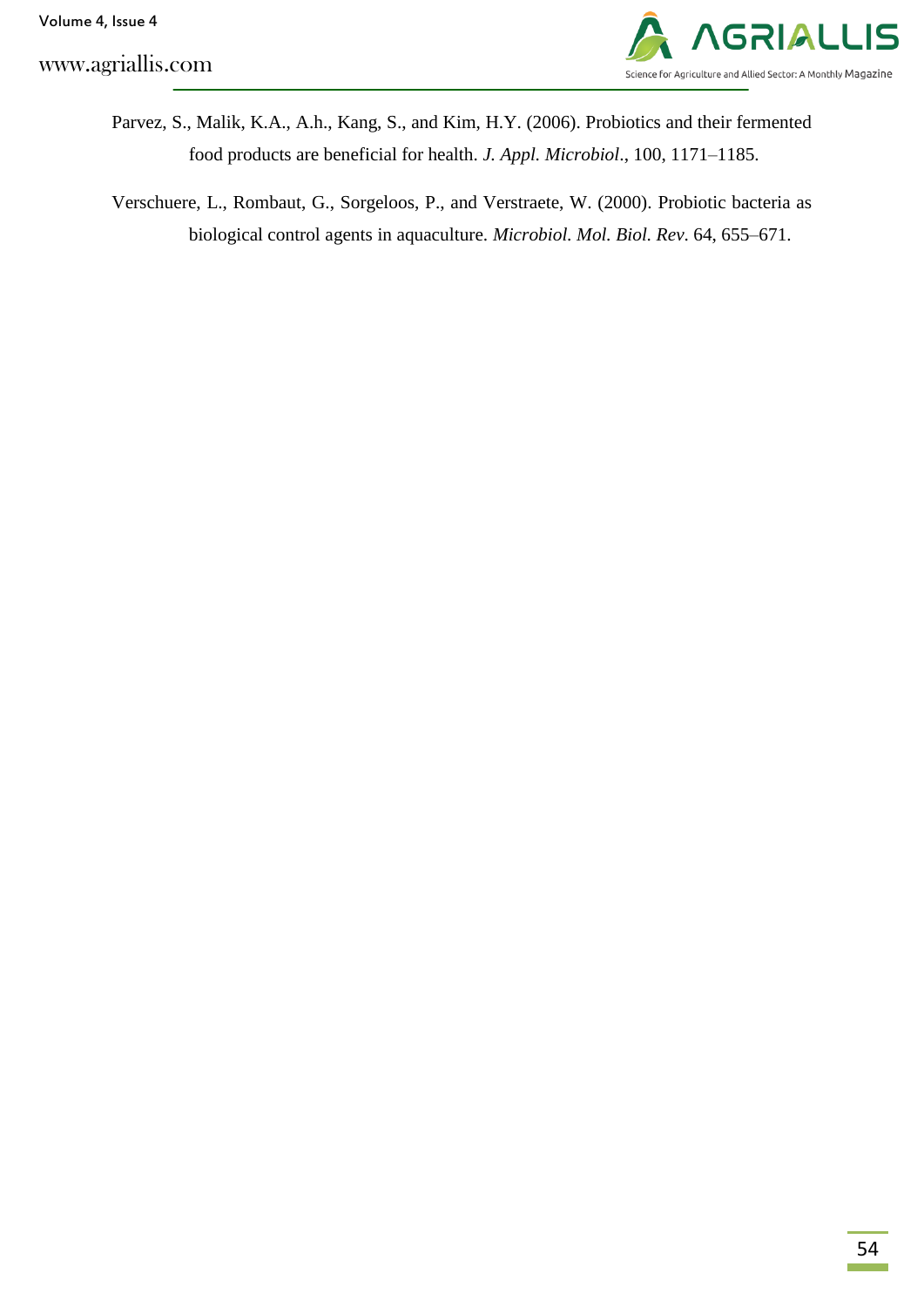Parvez, S., Malik, K.A., A.h., Kang, S., and Kim, H.Y. (2006). Probiotics and their fermented food products are beneficial for health. *J. Appl. Microbiol.*, 100, 1171–1185.

Verschuere, L., Rombaut, G., Sorgeloos, P., and Verstraete, W. (2000). Probiotic bacteria as biological control agents in aquaculture. *Microbiol. Mol. Biol. Rev*. 64, 655–671.